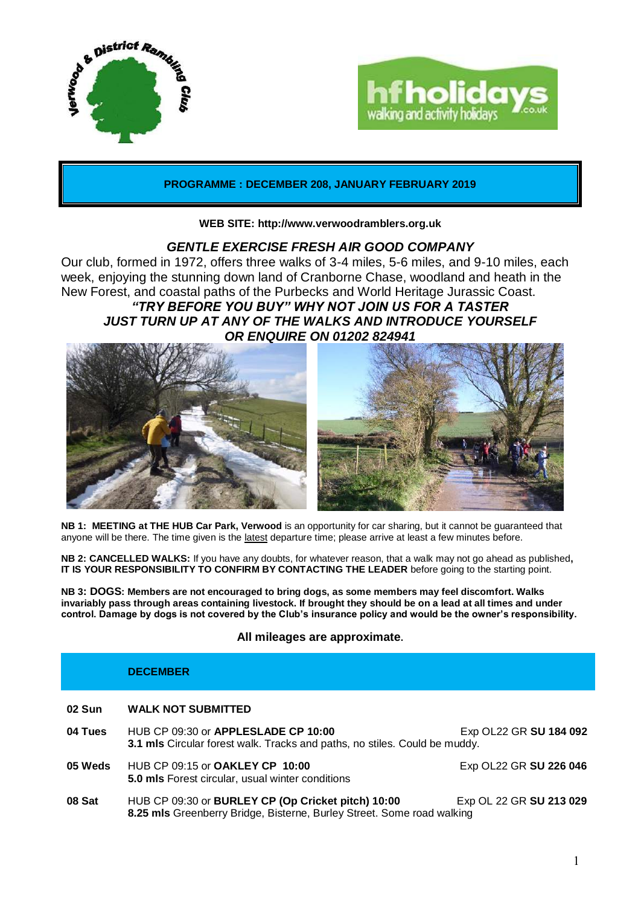# PROGRAMME : DECEMBER 208, JANUARY FEBRUARY 2019

**WEB SITE: http://www.verwoodramblers.org.uk**

## *GENTLE EXERCISE FRESH AIR GOOD COMPANY*

Our club, formed in 1972, offers three walks of 3-4 miles, 5-6 miles, and 9-10 miles, each week, enjoying the stunning down land of Cranborne Chase, woodland and heath in the New Forest, and coastal paths of the Purbecks and World Heritage Jurassic Coast.

***"TRY BEFORE YOU BUY" WHY NOT JOIN US FOR A TASTER***
***JUST TURN UP AT ANY OF THE WALKS AND INTRODUCE YOURSELF***
***OR ENQUIRE ON 01202 824941***

**NB 1: MEETING at THE HUB Car Park, Verwood** is an opportunity for car sharing, but it cannot be guaranteed that anyone will be there. The time given is the latest departure time; please arrive at least a few minutes before.

**NB 2: CANCELLED WALKS:** If you have any doubts, for whatever reason, that a walk may not go ahead as published**, IT IS YOUR RESPONSIBILITY TO CONFIRM BY CONTACTING THE LEADER** before going to the starting point.

**NB 3: DOGS: Members are not encouraged to bring dogs, as some members may feel discomfort. Walks invariably pass through areas containing livestock. If brought they should be on a lead at all times and under control. Damage by dogs is not covered by the Club's insurance policy and would be the owner's responsibility.**

**All mileages are approximate.**

## DECEMBER

**02 Sun** — **WALK NOT SUBMITTED**

**04 Tues** — HUB CP 09:30 or **APPLESLADE CP 10:00** — Exp OL22 GR **SU 184 092**
**3.1 mls** Circular forest walk. Tracks and paths, no stiles. Could be muddy.

**05 Weds** — HUB CP 09:15 or **OAKLEY CP 10:00** — Exp OL22 GR **SU 226 046**
**5.0 mls** Forest circular, usual winter conditions

**08 Sat** — HUB CP 09:30 or **BURLEY CP (Op Cricket pitch) 10:00** — Exp OL 22 GR **SU 213 029**
**8.25 mls** Greenberry Bridge, Bisterne, Burley Street. Some road walking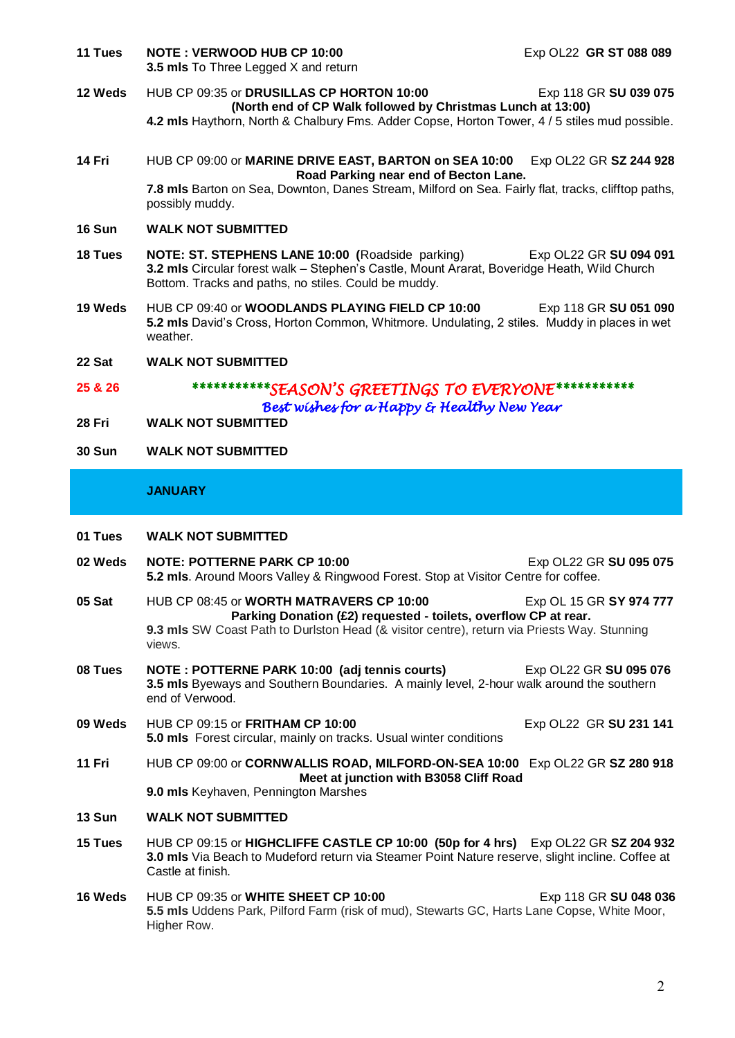**11 Tues** **NOTE : VERWOOD HUB CP 10:00** Exp OL22 **GR ST 088 089**
**3.5 mls** To Three Legged X and return

**12 Weds** HUB CP 09:35 or **DRUSILLAS CP HORTON 10:00** Exp 118 GR **SU 039 075**
**(North end of CP Walk followed by Christmas Lunch at 13:00)**
**4.2 mls** Haythorn, North & Chalbury Fms. Adder Copse, Horton Tower, 4 / 5 stiles mud possible.

**14 Fri** HUB CP 09:00 or **MARINE DRIVE EAST, BARTON on SEA 10:00** Exp OL22 GR **SZ 244 928**
**Road Parking near end of Becton Lane.**
**7.8 mls** Barton on Sea, Downton, Danes Stream, Milford on Sea. Fairly flat, tracks, clifftop paths, possibly muddy.

**16 Sun** **WALK NOT SUBMITTED**

**18 Tues** **NOTE: ST. STEPHENS LANE 10:00 (**Roadside parking) Exp OL22 GR **SU 094 091**
**3.2 mls** Circular forest walk – Stephen's Castle, Mount Ararat, Boveridge Heath, Wild Church Bottom. Tracks and paths, no stiles. Could be muddy.

**19 Weds** HUB CP 09:40 or **WOODLANDS PLAYING FIELD CP 10:00** Exp 118 GR **SU 051 090**
**5.2 mls** David's Cross, Horton Common, Whitmore. Undulating, 2 stiles. Muddy in places in wet weather.

**22 Sat** **WALK NOT SUBMITTED**

**25 & 26** *****************SEASON'S GREETINGS TO EVERYONE*****************

*Best wishes for a Happy & Healthy New Year*

**28 Fri** **WALK NOT SUBMITTED**

**30 Sun** **WALK NOT SUBMITTED**

## JANUARY

**01 Tues** **WALK NOT SUBMITTED**

**02 Weds** **NOTE: POTTERNE PARK CP 10:00** Exp OL22 GR **SU 095 075**
**5.2 mls**. Around Moors Valley & Ringwood Forest. Stop at Visitor Centre for coffee.

**05 Sat** HUB CP 08:45 or **WORTH MATRAVERS CP 10:00** Exp OL 15 GR **SY 974 777**
**Parking Donation (£2) requested - toilets, overflow CP at rear.**
**9.3 mls** SW Coast Path to Durlston Head (& visitor centre), return via Priests Way. Stunning views.

**08 Tues** **NOTE : POTTERNE PARK 10:00 (adj tennis courts)** Exp OL22 GR **SU 095 076**
**3.5 mls** Byeways and Southern Boundaries. A mainly level, 2-hour walk around the southern end of Verwood.

**09 Weds** HUB CP 09:15 or **FRITHAM CP 10:00** Exp OL22 GR **SU 231 141**
**5.0 mls** Forest circular, mainly on tracks. Usual winter conditions

**11 Fri** HUB CP 09:00 or **CORNWALLIS ROAD, MILFORD-ON-SEA 10:00** Exp OL22 GR **SZ 280 918**
**Meet at junction with B3058 Cliff Road**
**9.0 mls** Keyhaven, Pennington Marshes

**13 Sun** **WALK NOT SUBMITTED**

**15 Tues** HUB CP 09:15 or **HIGHCLIFFE CASTLE CP 10:00 (50p for 4 hrs)** Exp OL22 GR **SZ 204 932**
**3.0 mls** Via Beach to Mudeford return via Steamer Point Nature reserve, slight incline. Coffee at Castle at finish.

**16 Weds** HUB CP 09:35 or **WHITE SHEET CP 10:00** Exp 118 GR **SU 048 036**
**5.5 mls** Uddens Park, Pilford Farm (risk of mud), Stewarts GC, Harts Lane Copse, White Moor, Higher Row.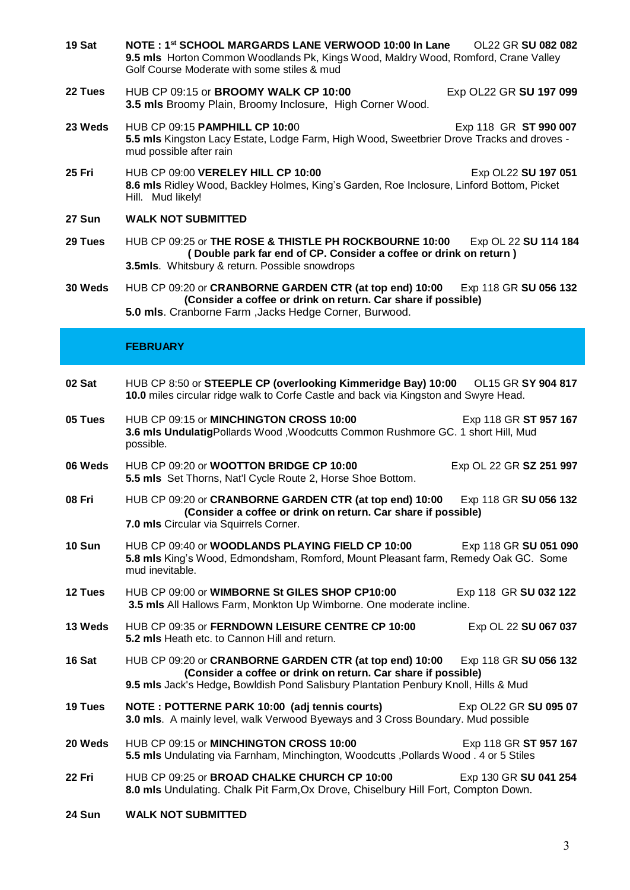**19 Sat** — **NOTE : 1st SCHOOL MARGARDS LANE VERWOOD 10:00 In Lane** OL22 GR **SU 082 082**
**9.5 mls** Horton Common Woodlands Pk, Kings Wood, Maldry Wood, Romford, Crane Valley Golf Course Moderate with some stiles & mud

**22 Tues** — HUB CP 09:15 or **BROOMY WALK CP 10:00** Exp OL22 GR **SU 197 099**
**3.5 mls** Broomy Plain, Broomy Inclosure, High Corner Wood.

**23 Weds** — HUB CP 09:15 **PAMPHILL CP 10:0**0 Exp 118 GR **ST 990 007**
**5.5 mls** Kingston Lacy Estate, Lodge Farm, High Wood, Sweetbrier Drove Tracks and droves - mud possible after rain

**25 Fri** — HUB CP 09:00 **VERELEY HILL CP 10:00** Exp OL22 **SU 197 051**
**8.6 mls** Ridley Wood, Backley Holmes, King's Garden, Roe Inclosure, Linford Bottom, Picket Hill. Mud likely!

**27 Sun** — **WALK NOT SUBMITTED**

**29 Tues** — HUB CP 09:25 or **THE ROSE & THISTLE PH ROCKBOURNE 10:00** Exp OL 22 **SU 114 184**
**( Double park far end of CP. Consider a coffee or drink on return )**
**3.5mls**. Whitsbury & return. Possible snowdrops

**30 Weds** — HUB CP 09:20 or **CRANBORNE GARDEN CTR (at top end) 10:00** Exp 118 GR **SU 056 132**
**(Consider a coffee or drink on return. Car share if possible)**
**5.0 mls**. Cranborne Farm ,Jacks Hedge Corner, Burwood.

## FEBRUARY

**02 Sat** — HUB CP 8:50 or **STEEPLE CP (overlooking Kimmeridge Bay) 10:00** OL15 GR **SY 904 817**
**10.0** miles circular ridge walk to Corfe Castle and back via Kingston and Swyre Head.

**05 Tues** — HUB CP 09:15 or **MINCHINGTON CROSS 10:00** Exp 118 GR **ST 957 167**
**3.6 mls Undulatig**Pollards Wood ,Woodcutts Common Rushmore GC. 1 short Hill, Mud possible.

**06 Weds** — HUB CP 09:20 or **WOOTTON BRIDGE CP 10:00** Exp OL 22 GR **SZ 251 997**
**5.5 mls** Set Thorns, Nat'l Cycle Route 2, Horse Shoe Bottom.

**08 Fri** — HUB CP 09:20 or **CRANBORNE GARDEN CTR (at top end) 10:00** Exp 118 GR **SU 056 132**
**(Consider a coffee or drink on return. Car share if possible)**
**7.0 mls** Circular via Squirrels Corner.

**10 Sun** — HUB CP 09:40 or **WOODLANDS PLAYING FIELD CP 10:00** Exp 118 GR **SU 051 090**
**5.8 mls** King's Wood, Edmondsham, Romford, Mount Pleasant farm, Remedy Oak GC. Some mud inevitable.

**12 Tues** — HUB CP 09:00 or **WIMBORNE St GILES SHOP CP10:00** Exp 118 GR **SU 032 122**
**3.5 mls** All Hallows Farm, Monkton Up Wimborne. One moderate incline.

**13 Weds** — HUB CP 09:35 or **FERNDOWN LEISURE CENTRE CP 10:00** Exp OL 22 **SU 067 037**
**5.2 mls** Heath etc. to Cannon Hill and return.

**16 Sat** — HUB CP 09:20 or **CRANBORNE GARDEN CTR (at top end) 10:00** Exp 118 GR **SU 056 132**
**(Consider a coffee or drink on return. Car share if possible)**
**9.5 mls** Jack's Hedge**,** Bowldish Pond Salisbury Plantation Penbury Knoll, Hills & Mud

**19 Tues** — **NOTE : POTTERNE PARK 10:00 (adj tennis courts)** Exp OL22 GR **SU 095 07**
**3.0 mls**. A mainly level, walk Verwood Byeways and 3 Cross Boundary. Mud possible

**20 Weds** — HUB CP 09:15 or **MINCHINGTON CROSS 10:00** Exp 118 GR **ST 957 167**
**5.5 mls** Undulating via Farnham, Minchington, Woodcutts ,Pollards Wood . 4 or 5 Stiles

**22 Fri** — HUB CP 09:25 or **BROAD CHALKE CHURCH CP 10:00** Exp 130 GR **SU 041 254**
**8.0 mls** Undulating. Chalk Pit Farm,Ox Drove, Chiselbury Hill Fort, Compton Down.

**24 Sun** — **WALK NOT SUBMITTED**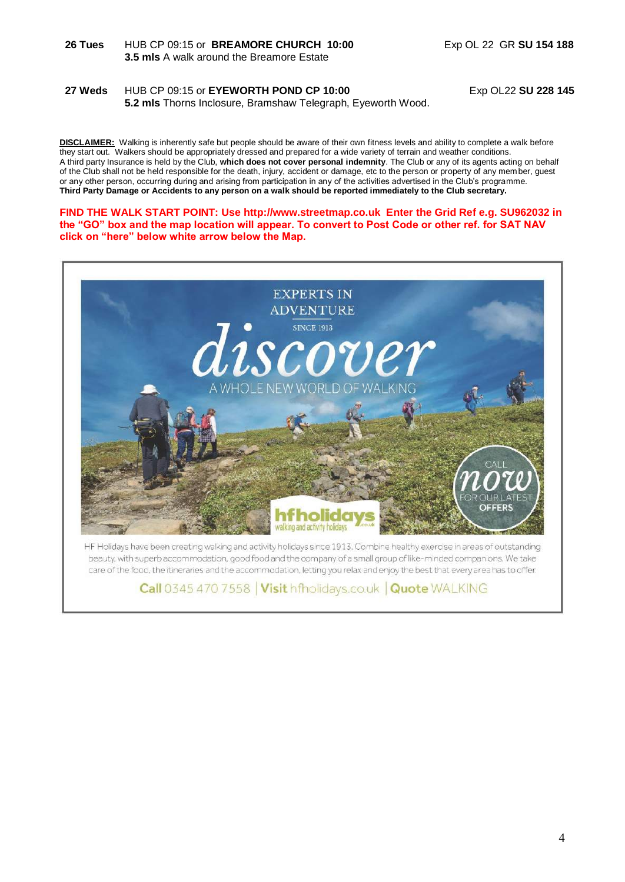**26 Tues** HUB CP 09:15 or **BREAMORE CHURCH 10:00** Exp OL 22 GR **SU 154 188**
**3.5 mls** A walk around the Breamore Estate

**27 Weds** HUB CP 09:15 or **EYEWORTH POND CP 10:00** Exp OL22 **SU 228 145**
**5.2 mls** Thorns Inclosure, Bramshaw Telegraph, Eyeworth Wood.

**DISCLAIMER:** Walking is inherently safe but people should be aware of their own fitness levels and ability to complete a walk before they start out. Walkers should be appropriately dressed and prepared for a wide variety of terrain and weather conditions.
A third party Insurance is held by the Club, **which does not cover personal indemnity**. The Club or any of its agents acting on behalf of the Club shall not be held responsible for the death, injury, accident or damage, etc to the person or property of any member, guest or any other person, occurring during and arising from participation in any of the activities advertised in the Club's programme.
**Third Party Damage or Accidents to any person on a walk should be reported immediately to the Club secretary.**

**FIND THE WALK START POINT: Use http://www.streetmap.co.uk Enter the Grid Ref e.g. SU962032 in the "GO" box and the map location will appear. To convert to Post Code or other ref. for SAT NAV click on "here" below white arrow below the Map.**

EXPERTS IN ADVENTURE
SINCE 1913
discover
A WHOLE NEW WORLD OF WALKING
CALL now FOR OUR LATEST OFFERS
hfholidays walking and activity holidays

HF Holidays have been creating walking and activity holidays since 1913. Combine healthy exercise in areas of outstanding beauty, with superb accommodation, good food and the company of a small group of like-minded companions. We take care of the food, the itineraries and the accommodation, letting you relax and enjoy the best that every area has to offer.

**Call** 0345 470 7558 | **Visit** hfholidays.co.uk | **Quote** WALKING